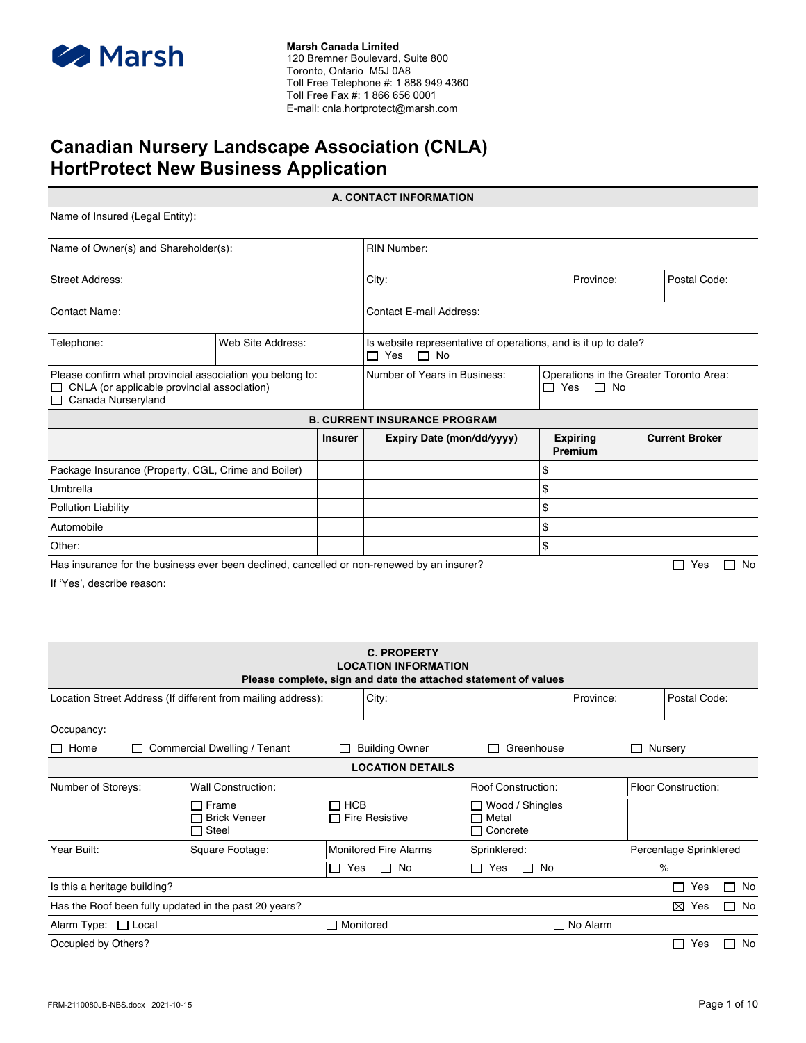Marsh

**Marsh Canada Limited**
120 Bremner Boulevard, Suite 800
Toronto, Ontario M5J 0A8
Toll Free Telephone #: 1 888 949 4360
Toll Free Fax #: 1 866 656 0001
E-mail: cnla.hortprotect@marsh.com

# Canadian Nursery Landscape Association (CNLA) HortProtect New Business Application

## A. CONTACT INFORMATION

Name of Insured (Legal Entity):

| Name of Owner(s) and Shareholder(s): | | RIN Number: | | |
|---|---|---|---|---|
| Street Address: | | City: | Province: | Postal Code: |
| Contact Name: | | Contact E-mail Address: | | |
| Telephone: | Web Site Address: | Is website representative of operations, and is it up to date? ☐ Yes ☐ No | | |
| Please confirm what provincial association you belong to: ☐ CNLA (or applicable provincial association) ☐ Canada Nurseryland | | Number of Years in Business: | Operations in the Greater Toronto Area: ☐ Yes ☐ No | |

## B. CURRENT INSURANCE PROGRAM

| | Insurer | Expiry Date (mon/dd/yyyy) | Expiring Premium | Current Broker |
|---|---|---|---|---|
| Package Insurance (Property, CGL, Crime and Boiler) | | | $ | |
| Umbrella | | | $ | |
| Pollution Liability | | | $ | |
| Automobile | | | $ | |
| Other: | | | $ | |

Has insurance for the business ever been declined, cancelled or non-renewed by an insurer? ☐ Yes ☐ No

If 'Yes', describe reason:

## C. PROPERTY LOCATION INFORMATION

**Please complete, sign and date the attached statement of values**

| Location Street Address (If different from mailing address): | City: | Province: | Postal Code: |
|---|---|---|---|

Occupancy:

☐ Home ☐ Commercial Dwelling / Tenant ☐ Building Owner ☐ Greenhouse ☐ Nursery

### LOCATION DETAILS

| Number of Storeys: | Wall Construction: ☐ Frame ☐ Brick Veneer ☐ Steel | ☐ HCB ☐ Fire Resistive | Roof Construction: ☐ Wood / Shingles ☐ Metal ☐ Concrete | Floor Construction: |
|---|---|---|---|---|
| Year Built: | Square Footage: | Monitored Fire Alarms ☐ Yes ☐ No | Sprinklered: ☐ Yes ☐ No | Percentage Sprinklered % |

Is this a heritage building? ☐ Yes ☐ No

Has the Roof been fully updated in the past 20 years? ☒ Yes ☐ No

Alarm Type: ☐ Local ☐ Monitored ☐ No Alarm

Occupied by Others? ☐ Yes ☐ No

FRM-2110080JB-NBS.docx 2021-10-15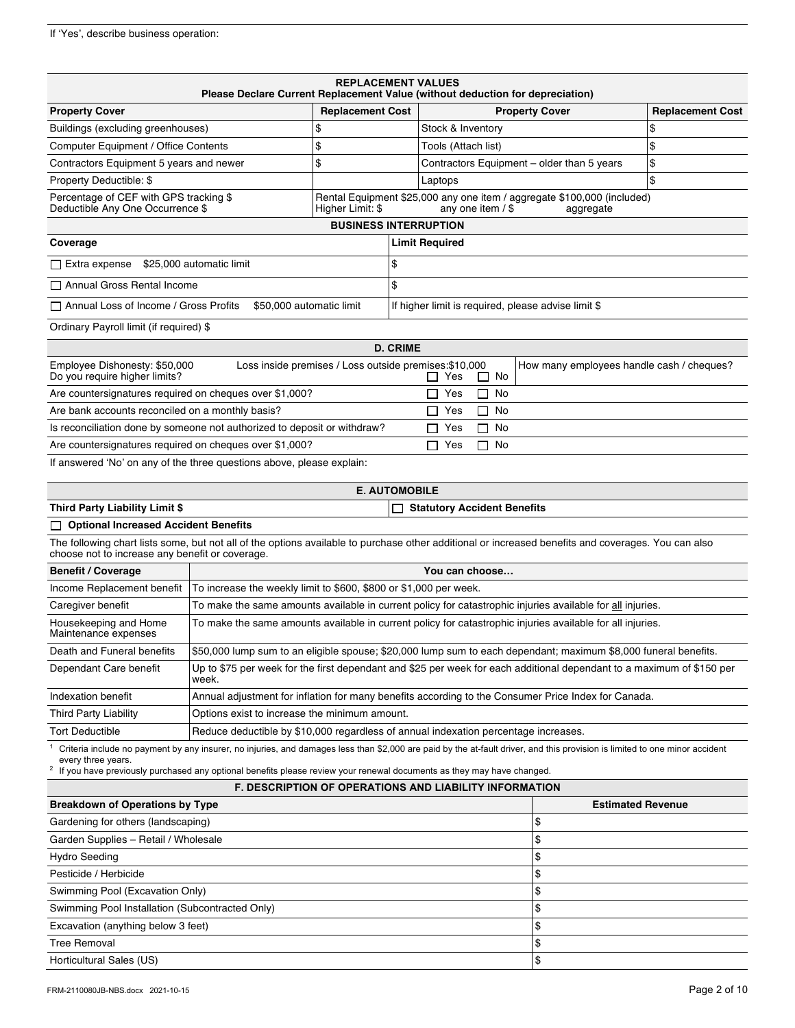If 'Yes', describe business operation:

**REPLACEMENT VALUES**
**Please Declare Current Replacement Value (without deduction for depreciation)**

| Property Cover | Replacement Cost | Property Cover | Replacement Cost |
|---|---|---|---|
| Buildings (excluding greenhouses) | $ | Stock & Inventory | $ |
| Computer Equipment / Office Contents | $ | Tools (Attach list) | $ |
| Contractors Equipment 5 years and newer | $ | Contractors Equipment – older than 5 years | $ |
| Property Deductible: $ | | Laptops | $ |
| Percentage of CEF with GPS tracking $ Deductible Any One Occurrence $ | Rental Equipment $25,000 any one item / aggregate $100,000 (included) Higher Limit: $ any one item / $ aggregate | | |

**BUSINESS INTERRUPTION**

| Coverage | Limit Required |
|---|---|
| ☐ Extra expense $25,000 automatic limit | $ |
| ☐ Annual Gross Rental Income | $ |
| ☐ Annual Loss of Income / Gross Profits $50,000 automatic limit | If higher limit is required, please advise limit $ |

Ordinary Payroll limit (if required) $

**D. CRIME**

| | | |
|---|---|---|
| Employee Dishonesty: $50,000 Loss inside premises / Loss outside premises:$10,000 Do you require higher limits? | ☐ Yes ☐ No | How many employees handle cash / cheques? |
| Are countersignatures required on cheques over $1,000? | ☐ Yes ☐ No | |
| Are bank accounts reconciled on a monthly basis? | ☐ Yes ☐ No | |
| Is reconciliation done by someone not authorized to deposit or withdraw? | ☐ Yes ☐ No | |
| Are countersignatures required on cheques over $1,000? | ☐ Yes ☐ No | |

If answered 'No' on any of the three questions above, please explain:

**E. AUTOMOBILE**

**Third Party Liability Limit $** ☐ **Statutory Accident Benefits**

☐ **Optional Increased Accident Benefits**

The following chart lists some, but not all of the options available to purchase other additional or increased benefits and coverages. You can also choose not to increase any benefit or coverage.

| Benefit / Coverage | You can choose… |
|---|---|
| Income Replacement benefit | To increase the weekly limit to $600, $800 or $1,000 per week. |
| Caregiver benefit | To make the same amounts available in current policy for catastrophic injuries available for all injuries. |
| Housekeeping and Home Maintenance expenses | To make the same amounts available in current policy for catastrophic injuries available for all injuries. |
| Death and Funeral benefits | $50,000 lump sum to an eligible spouse; $20,000 lump sum to each dependant; maximum $8,000 funeral benefits. |
| Dependant Care benefit | Up to $75 per week for the first dependant and $25 per week for each additional dependant to a maximum of $150 per week. |
| Indexation benefit | Annual adjustment for inflation for many benefits according to the Consumer Price Index for Canada. |
| Third Party Liability | Options exist to increase the minimum amount. |
| Tort Deductible | Reduce deductible by $10,000 regardless of annual indexation percentage increases. |

[1] Criteria include no payment by any insurer, no injuries, and damages less than $2,000 are paid by the at-fault driver, and this provision is limited to one minor accident every three years.
[2] If you have previously purchased any optional benefits please review your renewal documents as they may have changed.

**F. DESCRIPTION OF OPERATIONS AND LIABILITY INFORMATION**

| Breakdown of Operations by Type | Estimated Revenue |
|---|---|
| Gardening for others (landscaping) | $ |
| Garden Supplies – Retail / Wholesale | $ |
| Hydro Seeding | $ |
| Pesticide / Herbicide | $ |
| Swimming Pool (Excavation Only) | $ |
| Swimming Pool Installation (Subcontracted Only) | $ |
| Excavation (anything below 3 feet) | $ |
| Tree Removal | $ |
| Horticultural Sales (US) | $ |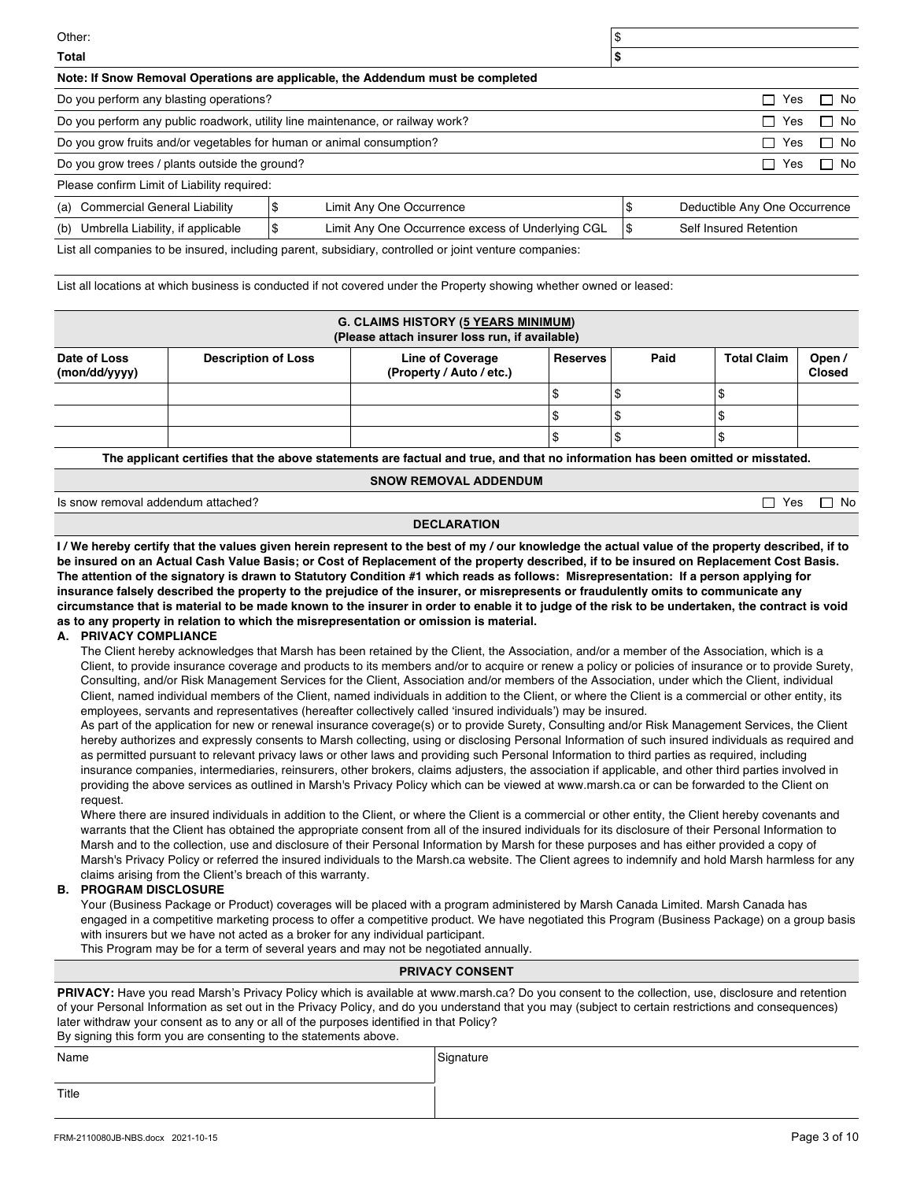| | |
|---|---|
| Other: | $ |
| **Total** | **$** |

**Note: If Snow Removal Operations are applicable, the Addendum must be completed**

| | |
|---|---|
| Do you perform any blasting operations? | ☐ Yes ☐ No |
| Do you perform any public roadwork, utility line maintenance, or railway work? | ☐ Yes ☐ No |
| Do you grow fruits and/or vegetables for human or animal consumption? | ☐ Yes ☐ No |
| Do you grow trees / plants outside the ground? | ☐ Yes ☐ No |

Please confirm Limit of Liability required:

| | | | | |
|---|---|---|---|---|
| (a) Commercial General Liability | $ | Limit Any One Occurrence | $ | Deductible Any One Occurrence |
| (b) Umbrella Liability, if applicable | $ | Limit Any One Occurrence excess of Underlying CGL | $ | Self Insured Retention |

List all companies to be insured, including parent, subsidiary, controlled or joint venture companies:

List all locations at which business is conducted if not covered under the Property showing whether owned or leased:

## G. CLAIMS HISTORY (5 YEARS MINIMUM)
(Please attach insurer loss run, if available)

| Date of Loss (mon/dd/yyyy) | Description of Loss | Line of Coverage (Property / Auto / etc.) | Reserves | Paid | Total Claim | Open / Closed |
|---|---|---|---|---|---|---|
| | | | $ | $ | $ | |
| | | | $ | $ | $ | |
| | | | $ | $ | $ | |

**The applicant certifies that the above statements are factual and true, and that no information has been omitted or misstated.**

## SNOW REMOVAL ADDENDUM

Is snow removal addendum attached? ☐ Yes ☐ No

## DECLARATION

***I / We hereby certify that the values given herein represent to the best of my / our knowledge the actual value of the property described, if to be insured on an Actual Cash Value Basis; or Cost of Replacement of the property described, if to be insured on Replacement Cost Basis. The attention of the signatory is drawn to Statutory Condition #1 which reads as follows: Misrepresentation: If a person applying for insurance falsely described the property to the prejudice of the insurer, or misrepresents or fraudulently omits to communicate any circumstance that is material to be made known to the insurer in order to enable it to judge of the risk to be undertaken, the contract is void as to any property in relation to which the misrepresentation or omission is material.***

**A. PRIVACY COMPLIANCE**

The Client hereby acknowledges that Marsh has been retained by the Client, the Association, and/or a member of the Association, which is a Client, to provide insurance coverage and products to its members and/or to acquire or renew a policy or policies of insurance or to provide Surety, Consulting, and/or Risk Management Services for the Client, Association and/or members of the Association, under which the Client, individual Client, named individual members of the Client, named individuals in addition to the Client, or where the Client is a commercial or other entity, its employees, servants and representatives (hereafter collectively called 'insured individuals') may be insured.

As part of the application for new or renewal insurance coverage(s) or to provide Surety, Consulting and/or Risk Management Services, the Client hereby authorizes and expressly consents to Marsh collecting, using or disclosing Personal Information of such insured individuals as required and as permitted pursuant to relevant privacy laws or other laws and providing such Personal Information to third parties as required, including insurance companies, intermediaries, reinsurers, other brokers, claims adjusters, the association if applicable, and other third parties involved in providing the above services as outlined in Marsh's Privacy Policy which can be viewed at www.marsh.ca or can be forwarded to the Client on request.

Where there are insured individuals in addition to the Client, or where the Client is a commercial or other entity, the Client hereby covenants and warrants that the Client has obtained the appropriate consent from all of the insured individuals for its disclosure of their Personal Information to Marsh and to the collection, use and disclosure of their Personal Information by Marsh for these purposes and has either provided a copy of Marsh's Privacy Policy or referred the insured individuals to the Marsh.ca website. The Client agrees to indemnify and hold Marsh harmless for any claims arising from the Client's breach of this warranty.

**B. PROGRAM DISCLOSURE**

Your (Business Package or Product) coverages will be placed with a program administered by Marsh Canada Limited. Marsh Canada has engaged in a competitive marketing process to offer a competitive product. We have negotiated this Program (Business Package) on a group basis with insurers but we have not acted as a broker for any individual participant.

This Program may be for a term of several years and may not be negotiated annually.

## PRIVACY CONSENT

**PRIVACY:** Have you read Marsh's Privacy Policy which is available at www.marsh.ca? Do you consent to the collection, use, disclosure and retention of your Personal Information as set out in the Privacy Policy, and do you understand that you may (subject to certain restrictions and consequences) later withdraw your consent as to any or all of the purposes identified in that Policy?

By signing this form you are consenting to the statements above.

| | |
|---|---|
| Name | Signature |
| Title | |

FRM-2110080JB-NBS.docx 2021-10-15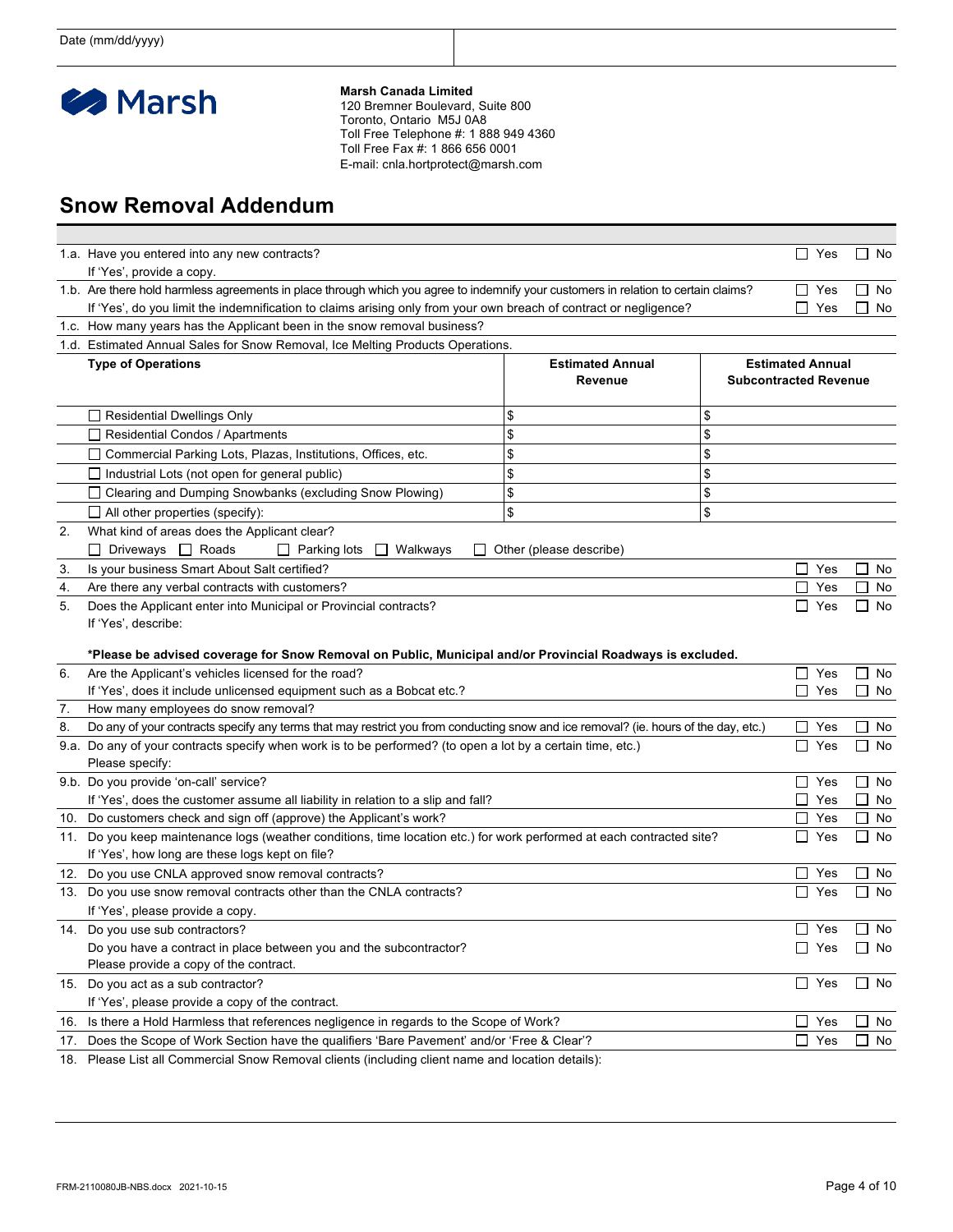| Date (mm/dd/yyyy) | |
|---|---|

**Marsh Canada Limited**
120 Bremner Boulevard, Suite 800
Toronto, Ontario M5J 0A8
Toll Free Telephone #: 1 888 949 4360
Toll Free Fax #: 1 866 656 0001
E-mail: cnla.hortprotect@marsh.com

# Snow Removal Addendum

1.a. Have you entered into any new contracts? ☐ Yes ☐ No
If 'Yes', provide a copy.

1.b. Are there hold harmless agreements in place through which you agree to indemnify your customers in relation to certain claims? ☐ Yes ☐ No
If 'Yes', do you limit the indemnification to claims arising only from your own breach of contract or negligence? ☐ Yes ☐ No

1.c. How many years has the Applicant been in the snow removal business?

1.d. Estimated Annual Sales for Snow Removal, Ice Melting Products Operations.

| Type of Operations | Estimated Annual Revenue | Estimated Annual Subcontracted Revenue |
|---|---|---|
| ☐ Residential Dwellings Only | $ | $ |
| ☐ Residential Condos / Apartments | $ | $ |
| ☐ Commercial Parking Lots, Plazas, Institutions, Offices, etc. | $ | $ |
| ☐ Industrial Lots (not open for general public) | $ | $ |
| ☐ Clearing and Dumping Snowbanks (excluding Snow Plowing) | $ | $ |
| ☐ All other properties (specify): | $ | $ |

2. What kind of areas does the Applicant clear?
☐ Driveways ☐ Roads ☐ Parking lots ☐ Walkways ☐ Other (please describe)

3. Is your business Smart About Salt certified? ☐ Yes ☐ No

4. Are there any verbal contracts with customers? ☐ Yes ☐ No

5. Does the Applicant enter into Municipal or Provincial contracts? ☐ Yes ☐ No
If 'Yes', describe:

**\*Please be advised coverage for Snow Removal on Public, Municipal and/or Provincial Roadways is excluded.**

6. Are the Applicant's vehicles licensed for the road? ☐ Yes ☐ No
If 'Yes', does it include unlicensed equipment such as a Bobcat etc.? ☐ Yes ☐ No

7. How many employees do snow removal?

8. Do any of your contracts specify any terms that may restrict you from conducting snow and ice removal? (ie. hours of the day, etc.) ☐ Yes ☐ No

9.a. Do any of your contracts specify when work is to be performed? (to open a lot by a certain time, etc.) ☐ Yes ☐ No
Please specify:

9.b. Do you provide 'on-call' service? ☐ Yes ☐ No
If 'Yes', does the customer assume all liability in relation to a slip and fall? ☐ Yes ☐ No

10. Do customers check and sign off (approve) the Applicant's work? ☐ Yes ☐ No

11. Do you keep maintenance logs (weather conditions, time location etc.) for work performed at each contracted site? ☐ Yes ☐ No
If 'Yes', how long are these logs kept on file?

12. Do you use CNLA approved snow removal contracts? ☐ Yes ☐ No

13. Do you use snow removal contracts other than the CNLA contracts? ☐ Yes ☐ No
If 'Yes', please provide a copy.

14. Do you use sub contractors? ☐ Yes ☐ No
Do you have a contract in place between you and the subcontractor? ☐ Yes ☐ No
Please provide a copy of the contract.

15. Do you act as a sub contractor? ☐ Yes ☐ No
If 'Yes', please provide a copy of the contract.

16. Is there a Hold Harmless that references negligence in regards to the Scope of Work? ☐ Yes ☐ No

17. Does the Scope of Work Section have the qualifiers 'Bare Pavement' and/or 'Free & Clear'? ☐ Yes ☐ No

18. Please List all Commercial Snow Removal clients (including client name and location details):

FRM-2110080JB-NBS.docx 2021-10-15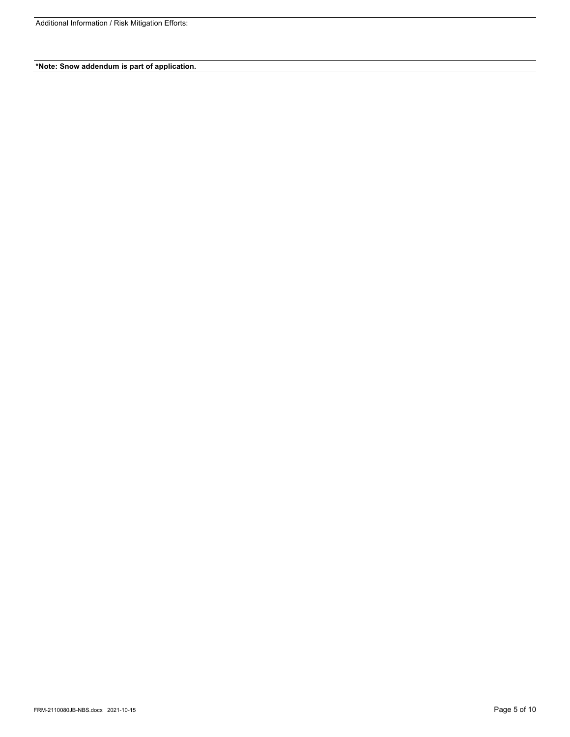Additional Information / Risk Mitigation Efforts:

**\*Note: Snow addendum is part of application.**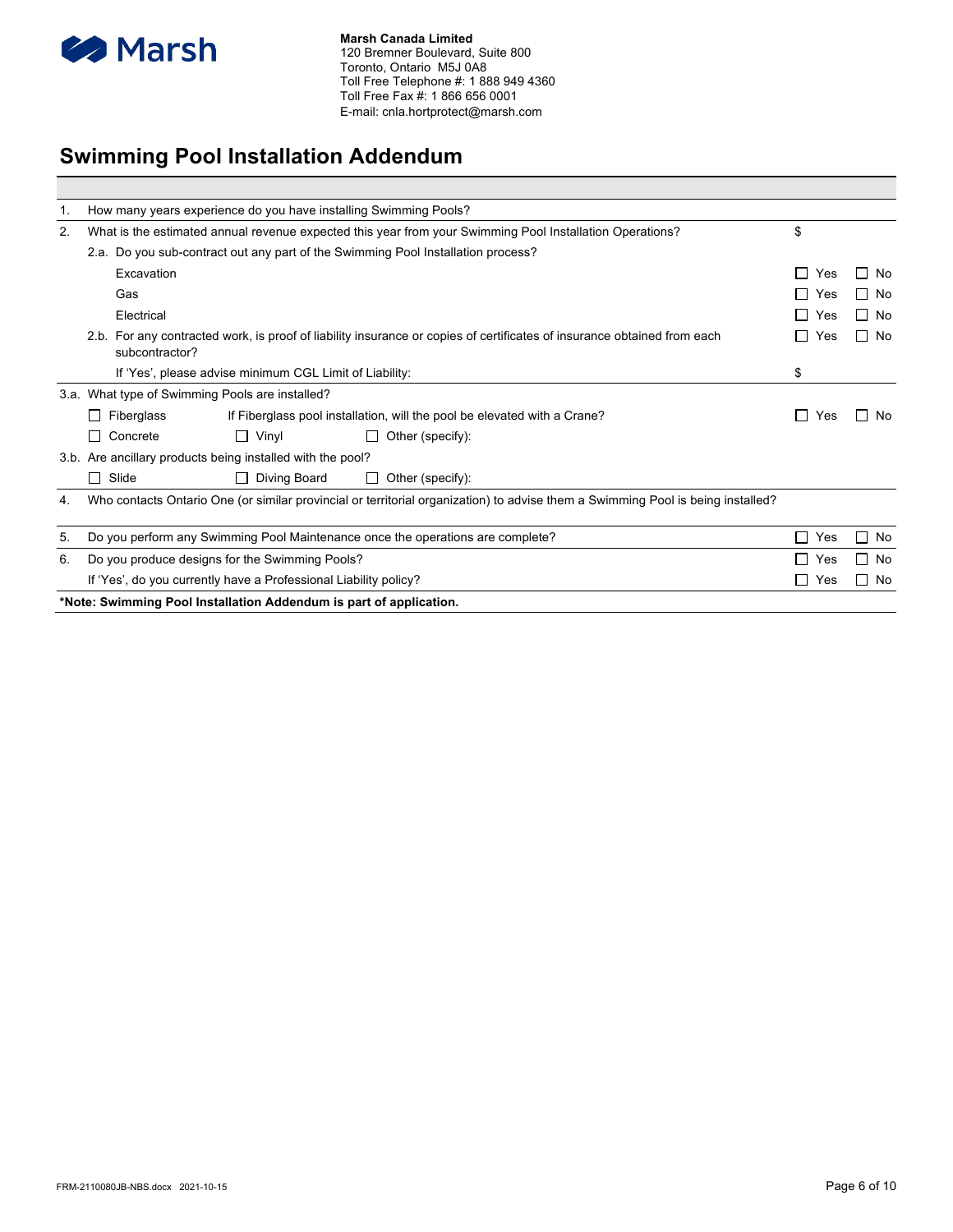**Marsh Canada Limited**
120 Bremner Boulevard, Suite 800
Toronto, Ontario M5J 0A8
Toll Free Telephone #: 1 888 949 4360
Toll Free Fax #: 1 866 656 0001
E-mail: cnla.hortprotect@marsh.com

# Swimming Pool Installation Addendum

| | | | |
|---|---|---|---|
| 1. | How many years experience do you have installing Swimming Pools? | | |
| 2. | What is the estimated annual revenue expected this year from your Swimming Pool Installation Operations? | $ | |
| | 2.a. Do you sub-contract out any part of the Swimming Pool Installation process? | | |
| | Excavation | ☐ Yes | ☐ No |
| | Gas | ☐ Yes | ☐ No |
| | Electrical | ☐ Yes | ☐ No |
| | 2.b. For any contracted work, is proof of liability insurance or copies of certificates of insurance obtained from each subcontractor? | ☐ Yes | ☐ No |
| | If 'Yes', please advise minimum CGL Limit of Liability: | $ | |
| 3.a. | What type of Swimming Pools are installed? | | |
| | ☐ Fiberglass — If Fiberglass pool installation, will the pool be elevated with a Crane? | ☐ Yes | ☐ No |
| | ☐ Concrete ☐ Vinyl ☐ Other (specify): | | |
| 3.b. | Are ancillary products being installed with the pool? | | |
| | ☐ Slide ☐ Diving Board ☐ Other (specify): | | |
| 4. | Who contacts Ontario One (or similar provincial or territorial organization) to advise them a Swimming Pool is being installed? | | |
| 5. | Do you perform any Swimming Pool Maintenance once the operations are complete? | ☐ Yes | ☐ No |
| 6. | Do you produce designs for the Swimming Pools? | ☐ Yes | ☐ No |
| | If 'Yes', do you currently have a Professional Liability policy? | ☐ Yes | ☐ No |

**\*Note: Swimming Pool Installation Addendum is part of application.**

FRM-2110080JB-NBS.docx 2021-10-15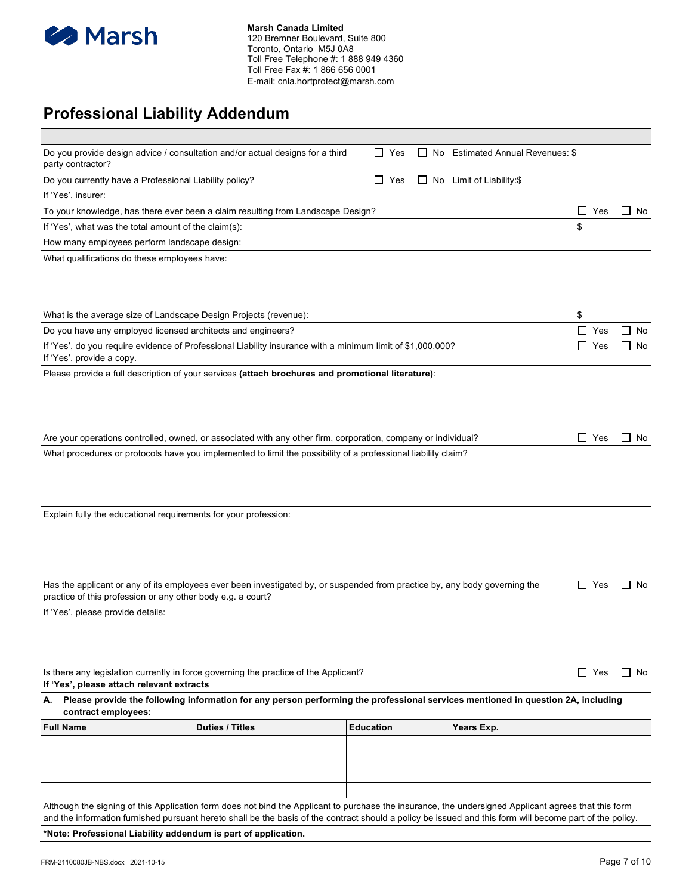**Marsh Canada Limited**
120 Bremner Boulevard, Suite 800
Toronto, Ontario M5J 0A8
Toll Free Telephone #: 1 888 949 4360
Toll Free Fax #: 1 866 656 0001
E-mail: cnla.hortprotect@marsh.com

# Professional Liability Addendum

Do you provide design advice / consultation and/or actual designs for a third party contractor? ☐ Yes ☐ No Estimated Annual Revenues: $

Do you currently have a Professional Liability policy? ☐ Yes ☐ No Limit of Liability:$

If 'Yes', insurer:

To your knowledge, has there ever been a claim resulting from Landscape Design? ☐ Yes ☐ No

If 'Yes', what was the total amount of the claim(s): $

How many employees perform landscape design:

What qualifications do these employees have:

What is the average size of Landscape Design Projects (revenue): $

Do you have any employed licensed architects and engineers? ☐ Yes ☐ No

If 'Yes', do you require evidence of Professional Liability insurance with a minimum limit of $1,000,000? If 'Yes', provide a copy. ☐ Yes ☐ No

Please provide a full description of your services **(attach brochures and promotional literature)**:

Are your operations controlled, owned, or associated with any other firm, corporation, company or individual? ☐ Yes ☐ No

What procedures or protocols have you implemented to limit the possibility of a professional liability claim?

Explain fully the educational requirements for your profession:

Has the applicant or any of its employees ever been investigated by, or suspended from practice by, any body governing the practice of this profession or any other body e.g. a court? ☐ Yes ☐ No

If 'Yes', please provide details:

Is there any legislation currently in force governing the practice of the Applicant? ☐ Yes ☐ No
**If 'Yes', please attach relevant extracts**

**A. Please provide the following information for any person performing the professional services mentioned in question 2A, including contract employees:**

| Full Name | Duties / Titles | Education | Years Exp. |
|---|---|---|---|
| | | | |
| | | | |
| | | | |
| | | | |

Although the signing of this Application form does not bind the Applicant to purchase the insurance, the undersigned Applicant agrees that this form and the information furnished pursuant hereto shall be the basis of the contract should a policy be issued and this form will become part of the policy.

***Note: Professional Liability addendum is part of application.**

FRM-2110080JB-NBS.docx 2021-10-15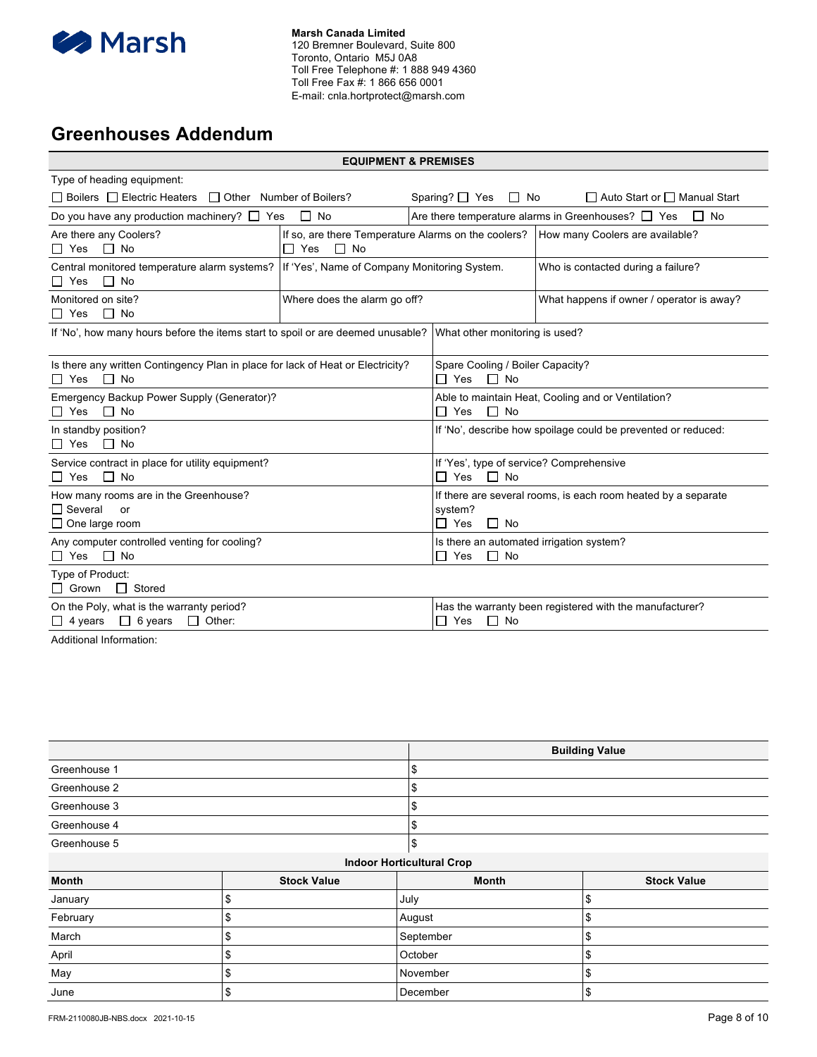**Marsh Canada Limited**
120 Bremner Boulevard, Suite 800
Toronto, Ontario M5J 0A8
Toll Free Telephone #: 1 888 949 4360
Toll Free Fax #: 1 866 656 0001
E-mail: cnla.hortprotect@marsh.com

# Greenhouses Addendum

## EQUIPMENT & PREMISES

Type of heading equipment:

☐ Boilers ☐ Electric Heaters ☐ Other Number of Boilers? Sparing? ☐ Yes ☐ No ☐ Auto Start or ☐ Manual Start

Do you have any production machinery? ☐ Yes ☐ No

Are there temperature alarms in Greenhouses? ☐ Yes ☐ No

Are there any Coolers? ☐ Yes ☐ No

If so, are there Temperature Alarms on the coolers? ☐ Yes ☐ No

How many Coolers are available?

Central monitored temperature alarm systems? ☐ Yes ☐ No

If 'Yes', Name of Company Monitoring System.

Who is contacted during a failure?

Monitored on site? ☐ Yes ☐ No

Where does the alarm go off?

What happens if owner / operator is away?

If 'No', how many hours before the items start to spoil or are deemed unusable?

What other monitoring is used?

Is there any written Contingency Plan in place for lack of Heat or Electricity? ☐ Yes ☐ No

Spare Cooling / Boiler Capacity? ☐ Yes ☐ No

Emergency Backup Power Supply (Generator)? ☐ Yes ☐ No

Able to maintain Heat, Cooling and or Ventilation? ☐ Yes ☐ No

In standby position? ☐ Yes ☐ No

If 'No', describe how spoilage could be prevented or reduced:

Service contract in place for utility equipment? ☐ Yes ☐ No

If 'Yes', type of service? Comprehensive ☐ Yes ☐ No

How many rooms are in the Greenhouse? ☐ Several or ☐ One large room

If there are several rooms, is each room heated by a separate system? ☐ Yes ☐ No

Any computer controlled venting for cooling? ☐ Yes ☐ No

Is there an automated irrigation system? ☐ Yes ☐ No

Type of Product: ☐ Grown ☐ Stored

On the Poly, what is the warranty period? ☐ 4 years ☐ 6 years ☐ Other:

Has the warranty been registered with the manufacturer? ☐ Yes ☐ No

Additional Information:

| | Building Value |
|---|---|
| Greenhouse 1 | $ |
| Greenhouse 2 | $ |
| Greenhouse 3 | $ |
| Greenhouse 4 | $ |
| Greenhouse 5 | $ |

**Indoor Horticultural Crop**

| Month | Stock Value | Month | Stock Value |
|---|---|---|---|
| January | $ | July | $ |
| February | $ | August | $ |
| March | $ | September | $ |
| April | $ | October | $ |
| May | $ | November | $ |
| June | $ | December | $ |

FRM-2110080JB-NBS.docx 2021-10-15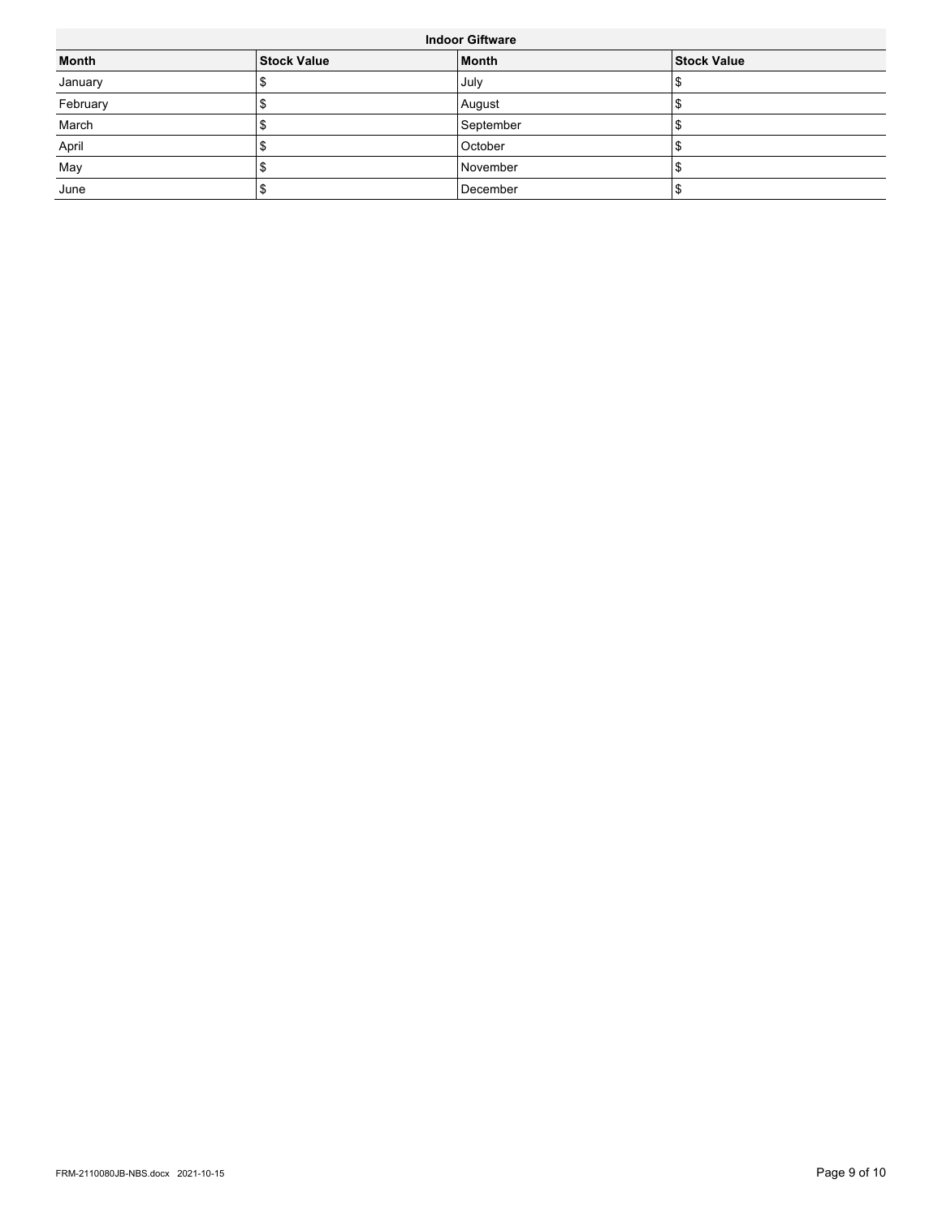| Indoor Giftware | | | |
|---|---|---|---|
| **Month** | **Stock Value** | **Month** | **Stock Value** |
| January | $ | July | $ |
| February | $ | August | $ |
| March | $ | September | $ |
| April | $ | October | $ |
| May | $ | November | $ |
| June | $ | December | $ |

FRM-2110080JB-NBS.docx 2021-10-15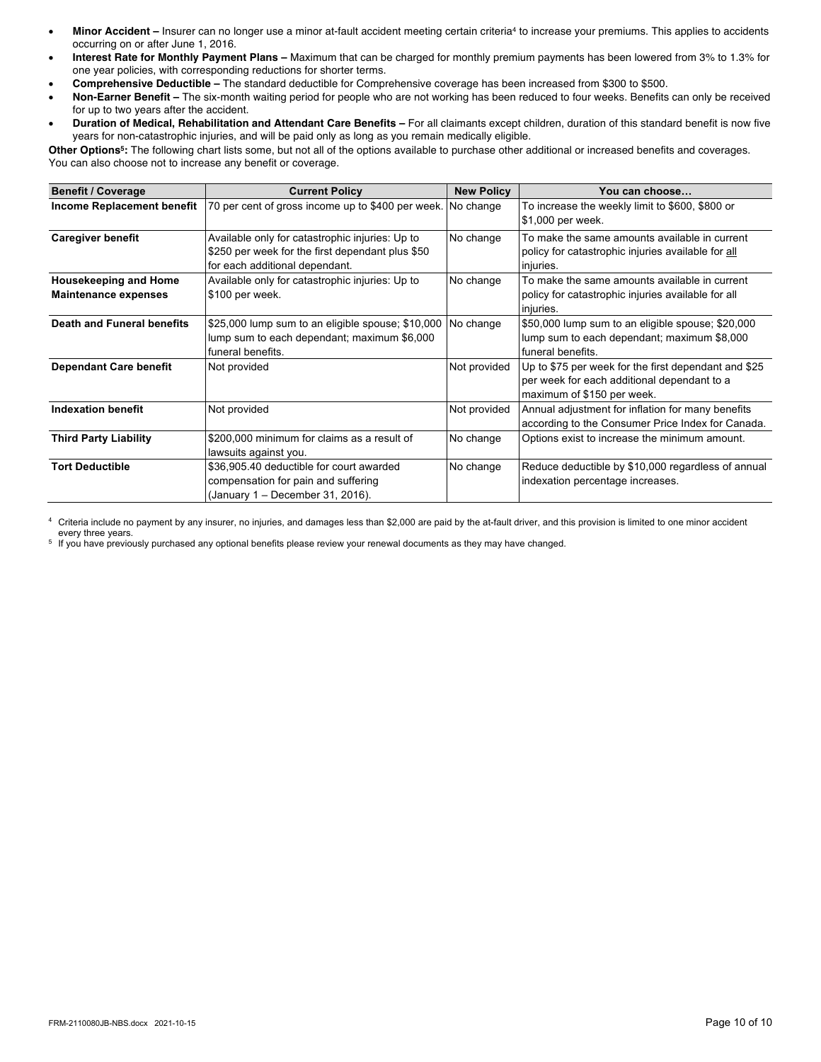- **Minor Accident –** Insurer can no longer use a minor at-fault accident meeting certain criteria[4] to increase your premiums. This applies to accidents occurring on or after June 1, 2016.
- **Interest Rate for Monthly Payment Plans –** Maximum that can be charged for monthly premium payments has been lowered from 3% to 1.3% for one year policies, with corresponding reductions for shorter terms.
- **Comprehensive Deductible –** The standard deductible for Comprehensive coverage has been increased from $300 to $500.
- **Non-Earner Benefit –** The six-month waiting period for people who are not working has been reduced to four weeks. Benefits can only be received for up to two years after the accident.
- **Duration of Medical, Rehabilitation and Attendant Care Benefits –** For all claimants except children, duration of this standard benefit is now five years for non-catastrophic injuries, and will be paid only as long as you remain medically eligible.

**Other Options[5]:** The following chart lists some, but not all of the options available to purchase other additional or increased benefits and coverages. You can also choose not to increase any benefit or coverage.

| Benefit / Coverage | Current Policy | New Policy | You can choose… |
|---|---|---|---|
| **Income Replacement benefit** | 70 per cent of gross income up to $400 per week. | No change | To increase the weekly limit to $600, $800 or $1,000 per week. |
| **Caregiver benefit** | Available only for catastrophic injuries: Up to $250 per week for the first dependant plus $50 for each additional dependant. | No change | To make the same amounts available in current policy for catastrophic injuries available for all injuries. |
| **Housekeeping and Home Maintenance expenses** | Available only for catastrophic injuries: Up to $100 per week. | No change | To make the same amounts available in current policy for catastrophic injuries available for all injuries. |
| **Death and Funeral benefits** | $25,000 lump sum to an eligible spouse; $10,000 lump sum to each dependant; maximum $6,000 funeral benefits. | No change | $50,000 lump sum to an eligible spouse; $20,000 lump sum to each dependant; maximum $8,000 funeral benefits. |
| **Dependant Care benefit** | Not provided | Not provided | Up to $75 per week for the first dependant and $25 per week for each additional dependant to a maximum of $150 per week. |
| **Indexation benefit** | Not provided | Not provided | Annual adjustment for inflation for many benefits according to the Consumer Price Index for Canada. |
| **Third Party Liability** | $200,000 minimum for claims as a result of lawsuits against you. | No change | Options exist to increase the minimum amount. |
| **Tort Deductible** | $36,905.40 deductible for court awarded compensation for pain and suffering (January 1 – December 31, 2016). | No change | Reduce deductible by $10,000 regardless of annual indexation percentage increases. |

[4] Criteria include no payment by any insurer, no injuries, and damages less than $2,000 are paid by the at-fault driver, and this provision is limited to one minor accident every three years.

[5] If you have previously purchased any optional benefits please review your renewal documents as they may have changed.

FRM-2110080JB-NBS.docx 2021-10-15